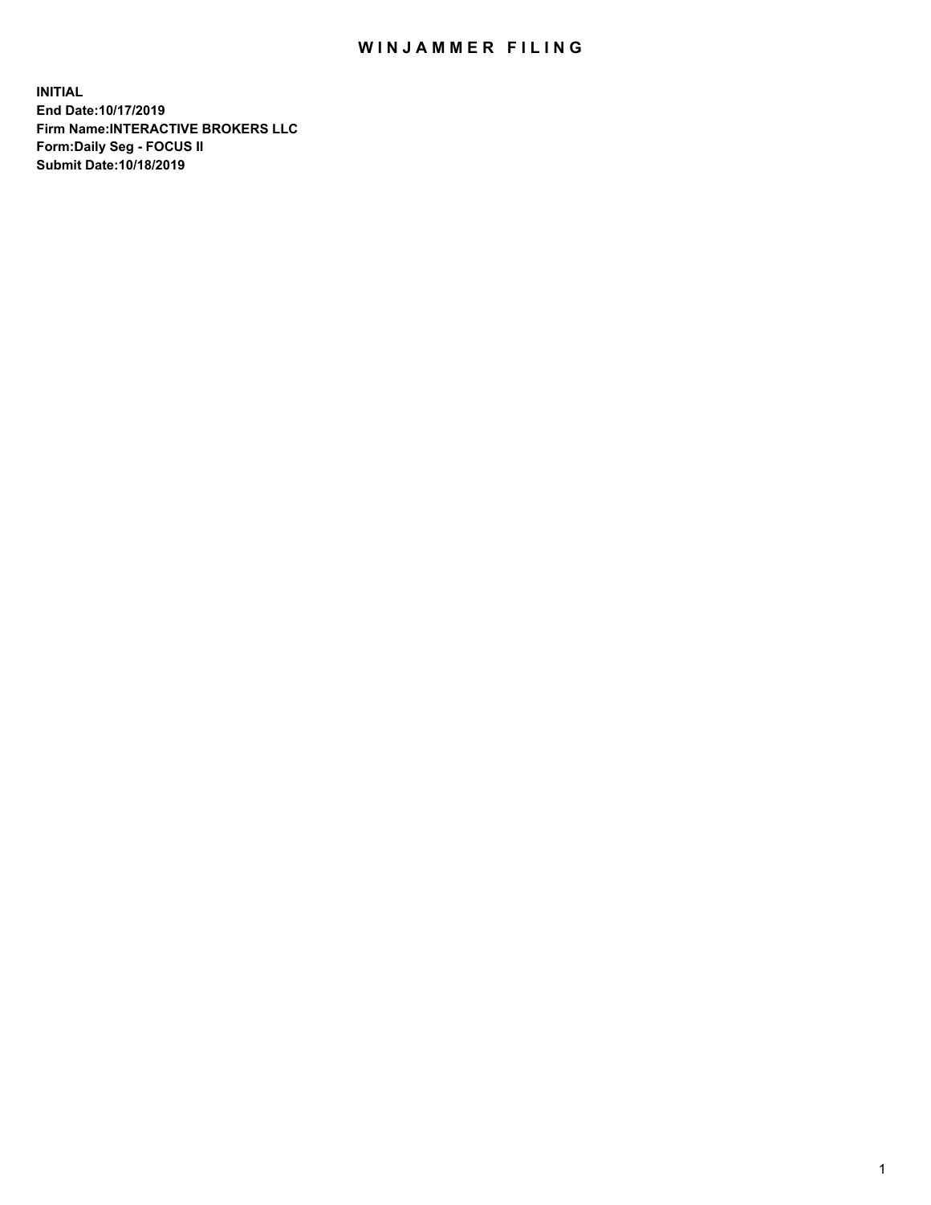# WINJAMMER FILING

**INITIAL**
**End Date:10/17/2019**
**Firm Name:INTERACTIVE BROKERS LLC**
**Form:Daily Seg - FOCUS II**
**Submit Date:10/18/2019**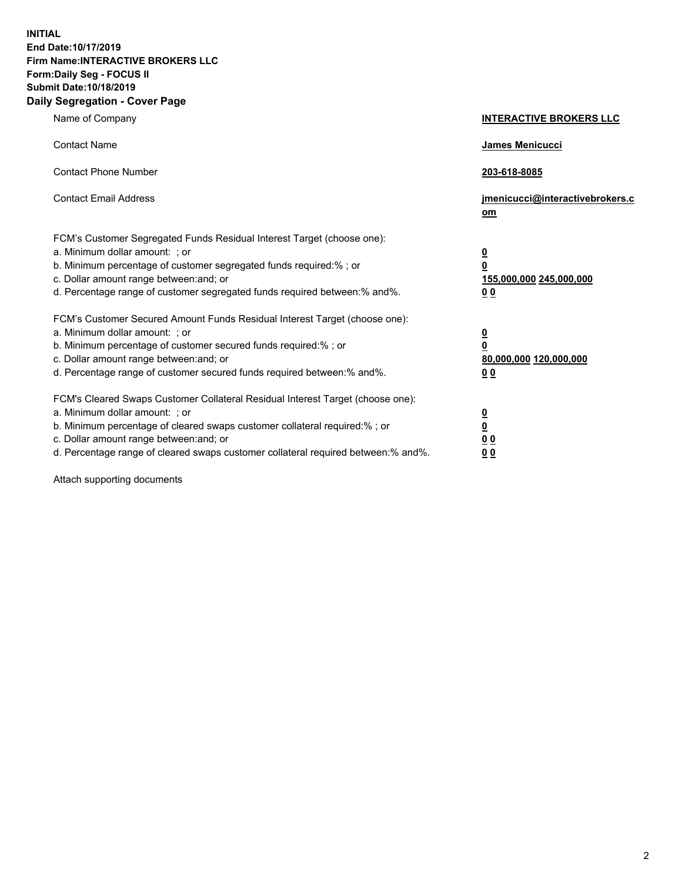**INITIAL**
**End Date:10/17/2019**
**Firm Name:INTERACTIVE BROKERS LLC**
**Form:Daily Seg - FOCUS II**
**Submit Date:10/18/2019**

## Daily Segregation - Cover Page

| | |
|---|---|
| Name of Company | **INTERACTIVE BROKERS LLC** |
| Contact Name | **James Menicucci** |
| Contact Phone Number | **203-618-8085** |
| Contact Email Address | **jmenicucci@interactivebrokers.com** |

FCM's Customer Segregated Funds Residual Interest Target (choose one):

| | |
|---|---|
| a. Minimum dollar amount: ; or | **0** |
| b. Minimum percentage of customer segregated funds required:% ; or | **0** |
| c. Dollar amount range between:and; or | **155,000,000 245,000,000** |
| d. Percentage range of customer segregated funds required between:% and%. | **0 0** |

FCM's Customer Secured Amount Funds Residual Interest Target (choose one):

| | |
|---|---|
| a. Minimum dollar amount: ; or | **0** |
| b. Minimum percentage of customer secured funds required:% ; or | **0** |
| c. Dollar amount range between:and; or | **80,000,000 120,000,000** |
| d. Percentage range of customer secured funds required between:% and%. | **0 0** |

FCM's Cleared Swaps Customer Collateral Residual Interest Target (choose one):

| | |
|---|---|
| a. Minimum dollar amount: ; or | **0** |
| b. Minimum percentage of cleared swaps customer collateral required:% ; or | **0** |
| c. Dollar amount range between:and; or | **0 0** |
| d. Percentage range of cleared swaps customer collateral required between:% and%. | **0 0** |

Attach supporting documents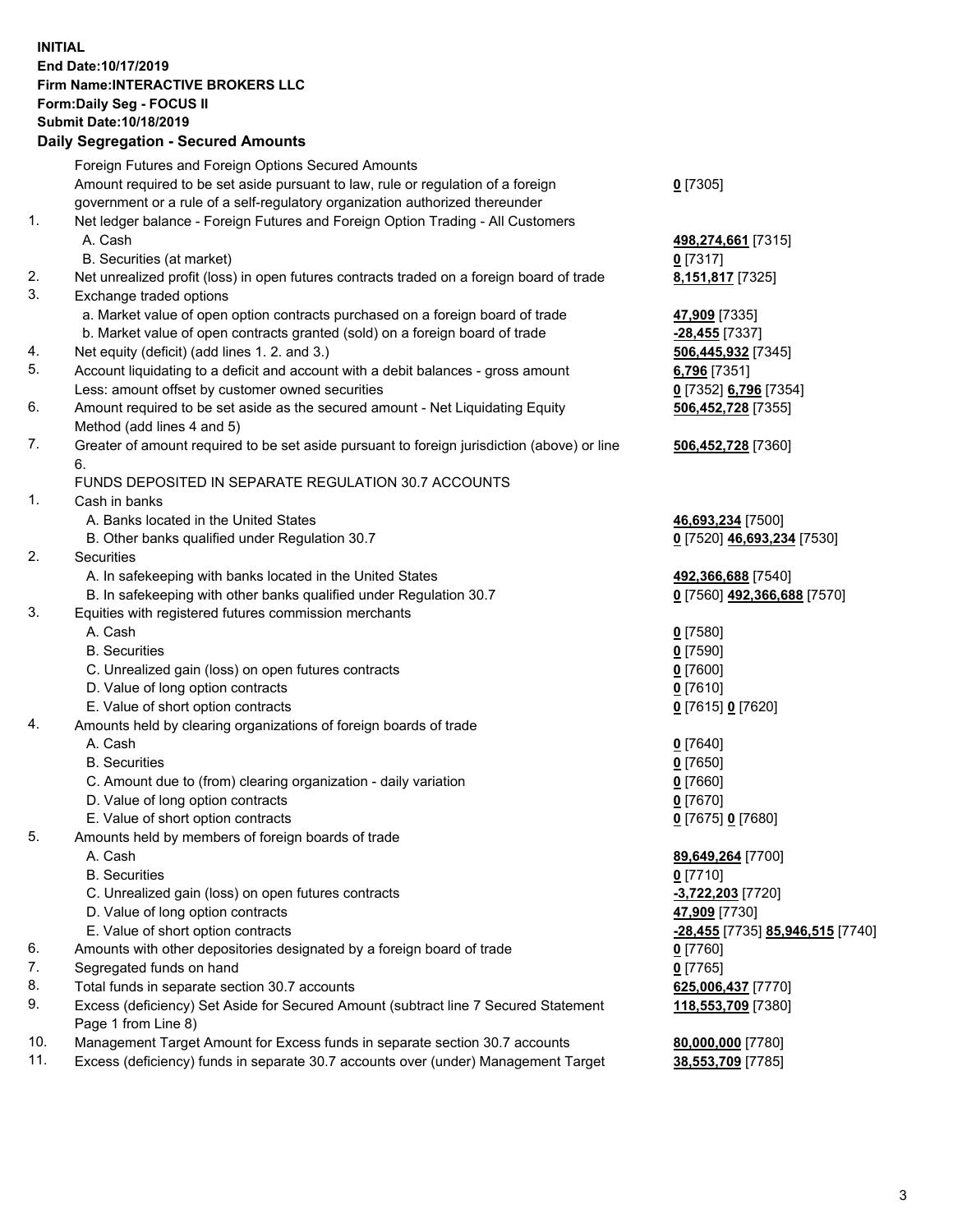**INITIAL**
**End Date:10/17/2019**
**Firm Name:INTERACTIVE BROKERS LLC**
**Form:Daily Seg - FOCUS II**
**Submit Date:10/18/2019**
**Daily Segregation - Secured Amounts**

| | | |
|---|---|---|
| | Foreign Futures and Foreign Options Secured Amounts | |
| | Amount required to be set aside pursuant to law, rule or regulation of a foreign government or a rule of a self-regulatory organization authorized thereunder | **0** [7305] |
| 1. | Net ledger balance - Foreign Futures and Foreign Option Trading - All Customers | |
| | A. Cash | **498,274,661** [7315] |
| | B. Securities (at market) | **0** [7317] |
| 2. | Net unrealized profit (loss) in open futures contracts traded on a foreign board of trade | **8,151,817** [7325] |
| 3. | Exchange traded options | |
| | a. Market value of open option contracts purchased on a foreign board of trade | **47,909** [7335] |
| | b. Market value of open contracts granted (sold) on a foreign board of trade | **-28,455** [7337] |
| 4. | Net equity (deficit) (add lines 1. 2. and 3.) | **506,445,932** [7345] |
| 5. | Account liquidating to a deficit and account with a debit balances - gross amount | **6,796** [7351] |
| | Less: amount offset by customer owned securities | **0** [7352] **6,796** [7354] |
| 6. | Amount required to be set aside as the secured amount - Net Liquidating Equity Method (add lines 4 and 5) | **506,452,728** [7355] |
| 7. | Greater of amount required to be set aside pursuant to foreign jurisdiction (above) or line 6. | **506,452,728** [7360] |
| | FUNDS DEPOSITED IN SEPARATE REGULATION 30.7 ACCOUNTS | |
| 1. | Cash in banks | |
| | A. Banks located in the United States | **46,693,234** [7500] |
| | B. Other banks qualified under Regulation 30.7 | **0** [7520] **46,693,234** [7530] |
| 2. | Securities | |
| | A. In safekeeping with banks located in the United States | **492,366,688** [7540] |
| | B. In safekeeping with other banks qualified under Regulation 30.7 | **0** [7560] **492,366,688** [7570] |
| 3. | Equities with registered futures commission merchants | |
| | A. Cash | **0** [7580] |
| | B. Securities | **0** [7590] |
| | C. Unrealized gain (loss) on open futures contracts | **0** [7600] |
| | D. Value of long option contracts | **0** [7610] |
| | E. Value of short option contracts | **0** [7615] **0** [7620] |
| 4. | Amounts held by clearing organizations of foreign boards of trade | |
| | A. Cash | **0** [7640] |
| | B. Securities | **0** [7650] |
| | C. Amount due to (from) clearing organization - daily variation | **0** [7660] |
| | D. Value of long option contracts | **0** [7670] |
| | E. Value of short option contracts | **0** [7675] **0** [7680] |
| 5. | Amounts held by members of foreign boards of trade | |
| | A. Cash | **89,649,264** [7700] |
| | B. Securities | **0** [7710] |
| | C. Unrealized gain (loss) on open futures contracts | **-3,722,203** [7720] |
| | D. Value of long option contracts | **47,909** [7730] |
| | E. Value of short option contracts | **-28,455** [7735] **85,946,515** [7740] |
| 6. | Amounts with other depositories designated by a foreign board of trade | **0** [7760] |
| 7. | Segregated funds on hand | **0** [7765] |
| 8. | Total funds in separate section 30.7 accounts | **625,006,437** [7770] |
| 9. | Excess (deficiency) Set Aside for Secured Amount (subtract line 7 Secured Statement Page 1 from Line 8) | **118,553,709** [7380] |
| 10. | Management Target Amount for Excess funds in separate section 30.7 accounts | **80,000,000** [7780] |
| 11. | Excess (deficiency) funds in separate 30.7 accounts over (under) Management Target | **38,553,709** [7785] |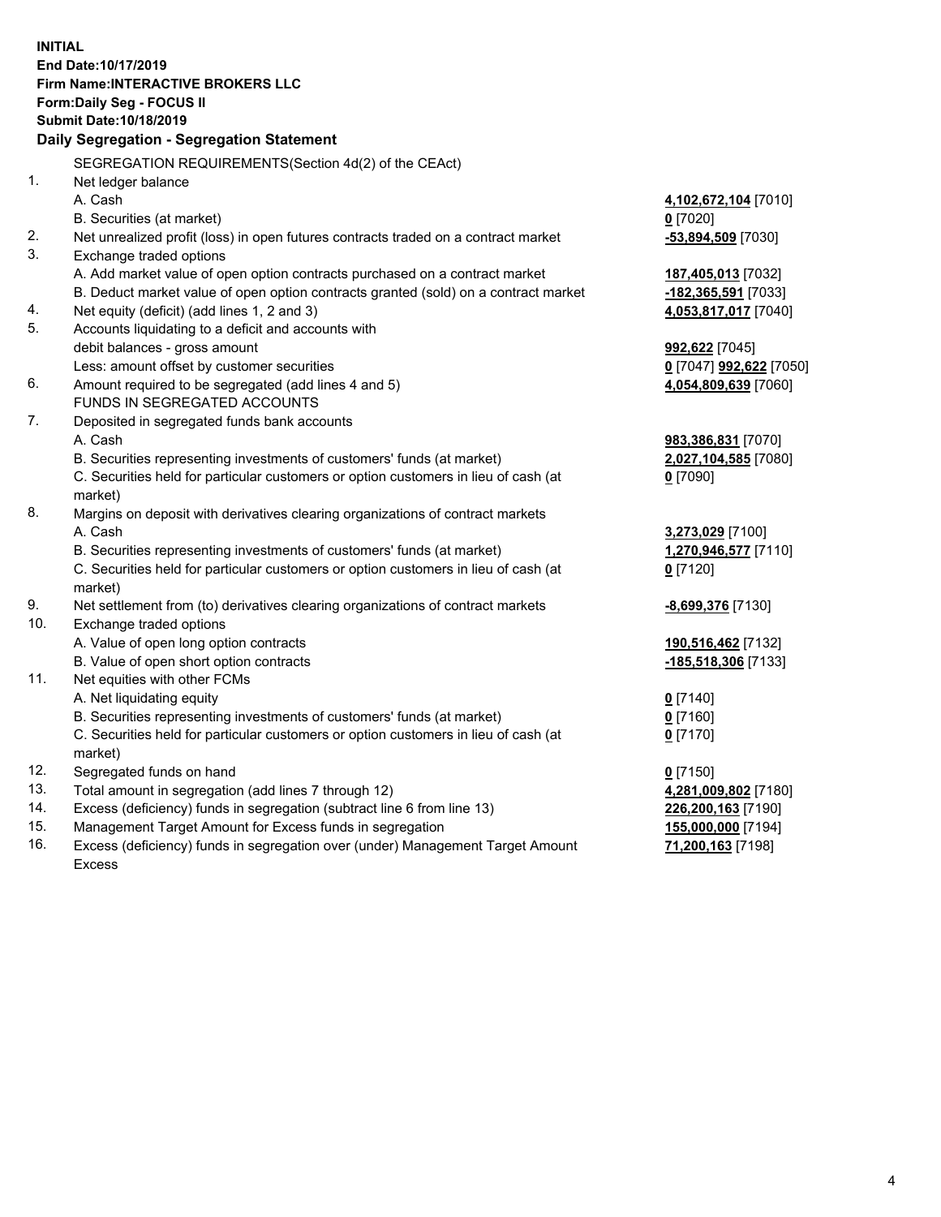**INITIAL**
**End Date:10/17/2019**
**Firm Name:INTERACTIVE BROKERS LLC**
**Form:Daily Seg - FOCUS II**
**Submit Date:10/18/2019**

**Daily Segregation - Segregation Statement**

SEGREGATION REQUIREMENTS(Section 4d(2) of the CEAct)

| | | |
|---|---|---|
| 1. | Net ledger balance | |
| | A. Cash | **4,102,672,104** [7010] |
| | B. Securities (at market) | **0** [7020] |
| 2. | Net unrealized profit (loss) in open futures contracts traded on a contract market | **-53,894,509** [7030] |
| 3. | Exchange traded options | |
| | A. Add market value of open option contracts purchased on a contract market | **187,405,013** [7032] |
| | B. Deduct market value of open option contracts granted (sold) on a contract market | **-182,365,591** [7033] |
| 4. | Net equity (deficit) (add lines 1, 2 and 3) | **4,053,817,017** [7040] |
| 5. | Accounts liquidating to a deficit and accounts with debit balances - gross amount | **992,622** [7045] |
| | Less: amount offset by customer securities | **0** [7047] **992,622** [7050] |
| 6. | Amount required to be segregated (add lines 4 and 5) | **4,054,809,639** [7060] |
| | FUNDS IN SEGREGATED ACCOUNTS | |
| 7. | Deposited in segregated funds bank accounts | |
| | A. Cash | **983,386,831** [7070] |
| | B. Securities representing investments of customers' funds (at market) | **2,027,104,585** [7080] |
| | C. Securities held for particular customers or option customers in lieu of cash (at market) | **0** [7090] |
| 8. | Margins on deposit with derivatives clearing organizations of contract markets | |
| | A. Cash | **3,273,029** [7100] |
| | B. Securities representing investments of customers' funds (at market) | **1,270,946,577** [7110] |
| | C. Securities held for particular customers or option customers in lieu of cash (at market) | **0** [7120] |
| 9. | Net settlement from (to) derivatives clearing organizations of contract markets | **-8,699,376** [7130] |
| 10. | Exchange traded options | |
| | A. Value of open long option contracts | **190,516,462** [7132] |
| | B. Value of open short option contracts | **-185,518,306** [7133] |
| 11. | Net equities with other FCMs | |
| | A. Net liquidating equity | **0** [7140] |
| | B. Securities representing investments of customers' funds (at market) | **0** [7160] |
| | C. Securities held for particular customers or option customers in lieu of cash (at market) | **0** [7170] |
| 12. | Segregated funds on hand | **0** [7150] |
| 13. | Total amount in segregation (add lines 7 through 12) | **4,281,009,802** [7180] |
| 14. | Excess (deficiency) funds in segregation (subtract line 6 from line 13) | **226,200,163** [7190] |
| 15. | Management Target Amount for Excess funds in segregation | **155,000,000** [7194] |
| 16. | Excess (deficiency) funds in segregation over (under) Management Target Amount Excess | **71,200,163** [7198] |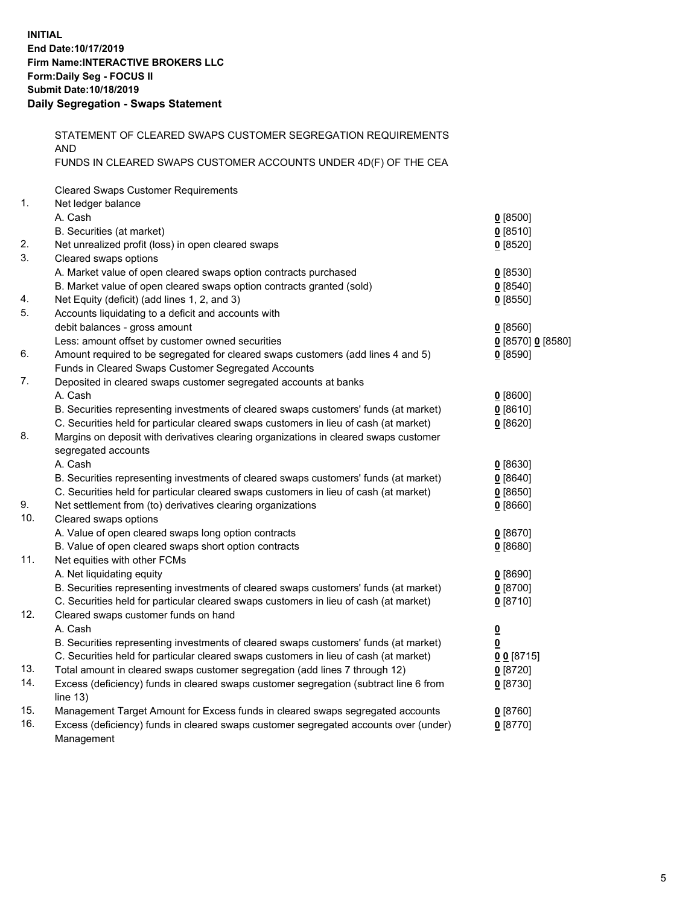**INITIAL**
**End Date:10/17/2019**
**Firm Name:INTERACTIVE BROKERS LLC**
**Form:Daily Seg - FOCUS II**
**Submit Date:10/18/2019**
**Daily Segregation - Swaps Statement**

STATEMENT OF CLEARED SWAPS CUSTOMER SEGREGATION REQUIREMENTS AND FUNDS IN CLEARED SWAPS CUSTOMER ACCOUNTS UNDER 4D(F) OF THE CEA

| | | |
|---|---|---|
| | Cleared Swaps Customer Requirements | |
| 1. | Net ledger balance | |
| | A. Cash | 0 [8500] |
| | B. Securities (at market) | 0 [8510] |
| 2. | Net unrealized profit (loss) in open cleared swaps | 0 [8520] |
| 3. | Cleared swaps options | |
| | A. Market value of open cleared swaps option contracts purchased | 0 [8530] |
| | B. Market value of open cleared swaps option contracts granted (sold) | 0 [8540] |
| 4. | Net Equity (deficit) (add lines 1, 2, and 3) | 0 [8550] |
| 5. | Accounts liquidating to a deficit and accounts with debit balances - gross amount | 0 [8560] |
| | Less: amount offset by customer owned securities | 0 [8570] 0 [8580] |
| 6. | Amount required to be segregated for cleared swaps customers (add lines 4 and 5) | 0 [8590] |
| | Funds in Cleared Swaps Customer Segregated Accounts | |
| 7. | Deposited in cleared swaps customer segregated accounts at banks | |
| | A. Cash | 0 [8600] |
| | B. Securities representing investments of cleared swaps customers' funds (at market) | 0 [8610] |
| | C. Securities held for particular cleared swaps customers in lieu of cash (at market) | 0 [8620] |
| 8. | Margins on deposit with derivatives clearing organizations in cleared swaps customer segregated accounts | |
| | A. Cash | 0 [8630] |
| | B. Securities representing investments of cleared swaps customers' funds (at market) | 0 [8640] |
| | C. Securities held for particular cleared swaps customers in lieu of cash (at market) | 0 [8650] |
| 9. | Net settlement from (to) derivatives clearing organizations | 0 [8660] |
| 10. | Cleared swaps options | |
| | A. Value of open cleared swaps long option contracts | 0 [8670] |
| | B. Value of open cleared swaps short option contracts | 0 [8680] |
| 11. | Net equities with other FCMs | |
| | A. Net liquidating equity | 0 [8690] |
| | B. Securities representing investments of cleared swaps customers' funds (at market) | 0 [8700] |
| | C. Securities held for particular cleared swaps customers in lieu of cash (at market) | 0 [8710] |
| 12. | Cleared swaps customer funds on hand | |
| | A. Cash | 0 |
| | B. Securities representing investments of cleared swaps customers' funds (at market) | 0 |
| | C. Securities held for particular cleared swaps customers in lieu of cash (at market) | 0 0 [8715] |
| 13. | Total amount in cleared swaps customer segregation (add lines 7 through 12) | 0 [8720] |
| 14. | Excess (deficiency) funds in cleared swaps customer segregation (subtract line 6 from line 13) | 0 [8730] |
| 15. | Management Target Amount for Excess funds in cleared swaps segregated accounts | 0 [8760] |
| 16. | Excess (deficiency) funds in cleared swaps customer segregated accounts over (under) Management | 0 [8770] |